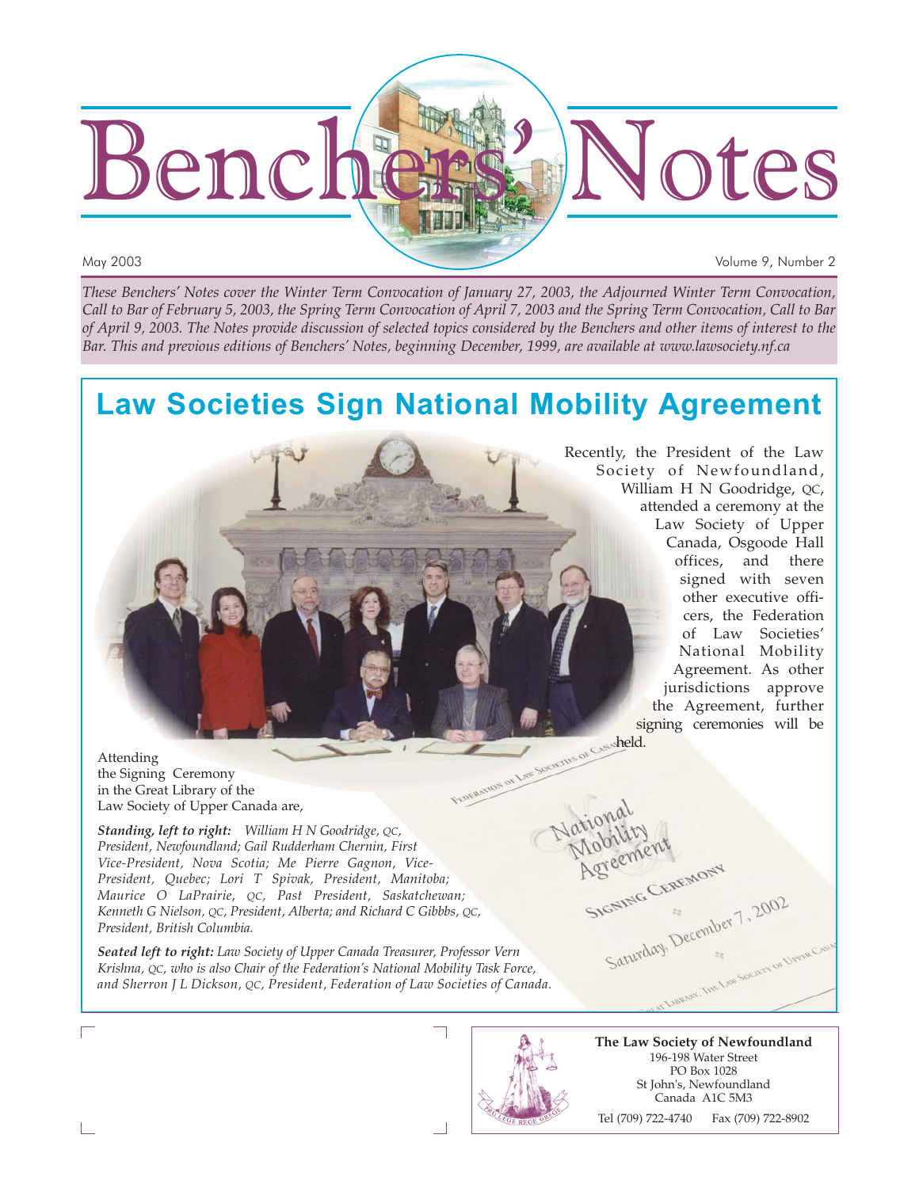# Benchers' Notes

May 2003

Volume 9, Number 2

*These Benchers' Notes cover the Winter Term Convocation of January 27, 2003, the Adjourned Winter Term Convocation, Call to Bar of February 5, 2003, the Spring Term Convocation of April 7, 2003 and the Spring Term Convocation, Call to Bar of April 9, 2003. The Notes provide discussion of selected topics considered by the Benchers and other items of interest to the Bar. This and previous editions of Benchers' Notes, beginning December, 1999, are available at www.lawsociety.nf.ca*

## Law Societies Sign National Mobility Agreement

Recently, the President of the Law Society of Newfoundland, William H N Goodridge, QC, attended a ceremony at the Law Society of Upper Canada, Osgoode Hall offices, and there signed with seven other executive officers, the Federation of Law Societies' National Mobility Agreement. As other jurisdictions approve the Agreement, further signing ceremonies will be held.

Attending the Signing Ceremony in the Great Library of the Law Society of Upper Canada are,

***Standing, left to right:*** *William H N Goodridge, QC, President, Newfoundland; Gail Rudderham Chernin, First Vice-President, Nova Scotia; Me Pierre Gagnon, Vice-President, Quebec; Lori T Spivak, President, Manitoba; Maurice O LaPrairie, QC, Past President, Saskatchewan; Kenneth G Nielson, QC, President, Alberta; and Richard C Gibbbs, QC, President, British Columbia.*

***Seated left to right:*** *Law Society of Upper Canada Treasurer, Professor Vern Krishna, QC, who is also Chair of the Federation's National Mobility Task Force, and Sherron J L Dickson, QC, President, Federation of Law Societies of Canada.*

**The Law Society of Newfoundland**
196-198 Water Street
PO Box 1028
St John's, Newfoundland
Canada A1C 5M3

Tel (709) 722-4740 Fax (709) 722-8902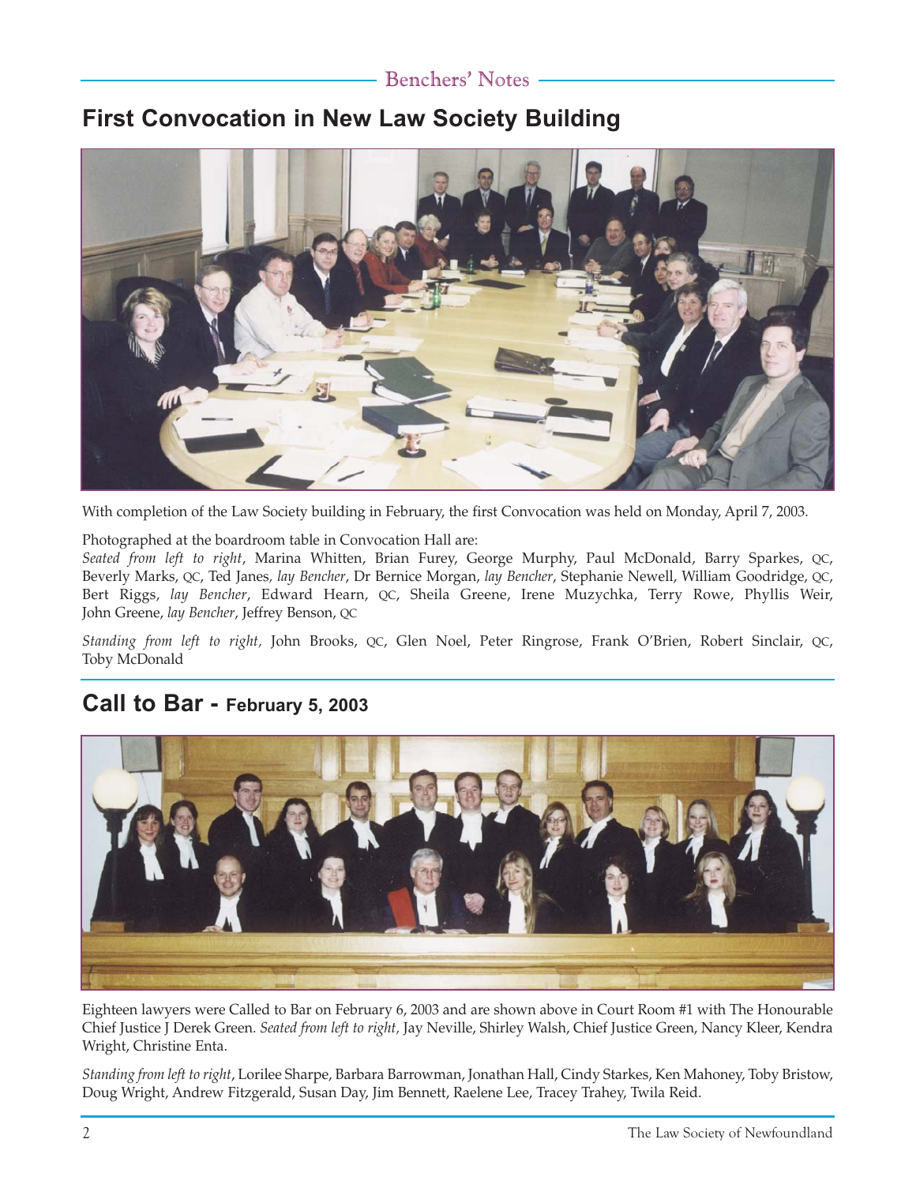## First Convocation in New Law Society Building

With completion of the Law Society building in February, the first Convocation was held on Monday, April 7, 2003.

Photographed at the boardroom table in Convocation Hall are:
*Seated from left to right*, Marina Whitten, Brian Furey, George Murphy, Paul McDonald, Barry Sparkes, QC, Beverly Marks, QC, Ted Janes, *lay Bencher*, Dr Bernice Morgan, *lay Bencher*, Stephanie Newell, William Goodridge, QC, Bert Riggs, *lay Bencher*, Edward Hearn, QC, Sheila Greene, Irene Muzychka, Terry Rowe, Phyllis Weir, John Greene, *lay Bencher*, Jeffrey Benson, QC

*Standing from left to right,* John Brooks, QC, Glen Noel, Peter Ringrose, Frank O'Brien, Robert Sinclair, QC, Toby McDonald

## Call to Bar - February 5, 2003

Eighteen lawyers were Called to Bar on February 6, 2003 and are shown above in Court Room #1 with The Honourable Chief Justice J Derek Green. *Seated from left to right,* Jay Neville, Shirley Walsh, Chief Justice Green, Nancy Kleer, Kendra Wright, Christine Enta.

*Standing from left to right*, Lorilee Sharpe, Barbara Barrowman, Jonathan Hall, Cindy Starkes, Ken Mahoney, Toby Bristow, Doug Wright, Andrew Fitzgerald, Susan Day, Jim Bennett, Raelene Lee, Tracey Trahey, Twila Reid.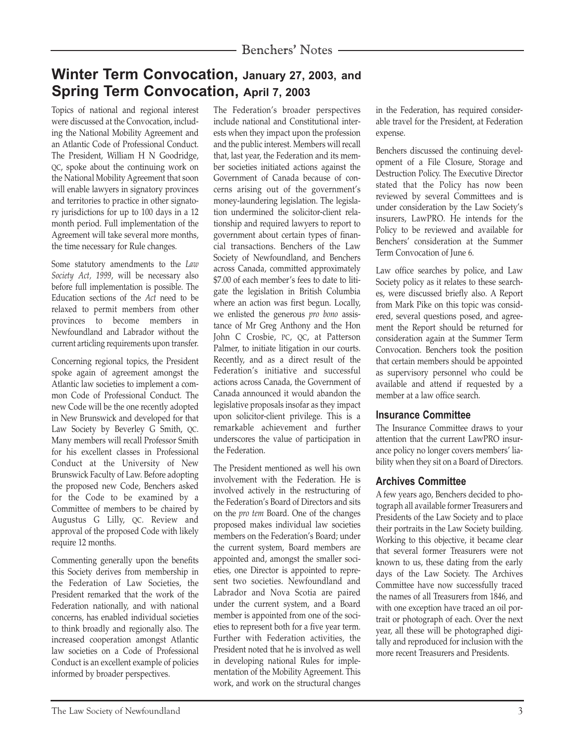# Winter Term Convocation, January 27, 2003, and Spring Term Convocation, April 7, 2003

Topics of national and regional interest were discussed at the Convocation, including the National Mobility Agreement and an Atlantic Code of Professional Conduct. The President, William H N Goodridge, QC, spoke about the continuing work on the National Mobility Agreement that soon will enable lawyers in signatory provinces and territories to practice in other signatory jurisdictions for up to 100 days in a 12 month period. Full implementation of the Agreement will take several more months, the time necessary for Rule changes.

Some statutory amendments to the *Law Society Act, 1999*, will be necessary also before full implementation is possible. The Education sections of the *Act* need to be relaxed to permit members from other provinces to become members in Newfoundland and Labrador without the current articling requirements upon transfer.

Concerning regional topics, the President spoke again of agreement amongst the Atlantic law societies to implement a common Code of Professional Conduct. The new Code will be the one recently adopted in New Brunswick and developed for that Law Society by Beverley G Smith, QC. Many members will recall Professor Smith for his excellent classes in Professional Conduct at the University of New Brunswick Faculty of Law. Before adopting the proposed new Code, Benchers asked for the Code to be examined by a Committee of members to be chaired by Augustus G Lilly, QC. Review and approval of the proposed Code with likely require 12 months.

Commenting generally upon the benefits this Society derives from membership in the Federation of Law Societies, the President remarked that the work of the Federation nationally, and with national concerns, has enabled individual societies to think broadly and regionally also. The increased cooperation amongst Atlantic law societies on a Code of Professional Conduct is an excellent example of policies informed by broader perspectives.

The Federation's broader perspectives include national and Constitutional interests when they impact upon the profession and the public interest. Members will recall that, last year, the Federation and its member societies initiated actions against the Government of Canada because of concerns arising out of the government's money-laundering legislation. The legislation undermined the solicitor-client relationship and required lawyers to report to government about certain types of financial transactions. Benchers of the Law Society of Newfoundland, and Benchers across Canada, committed approximately $7.00 of each member's fees to date to litigate the legislation in British Columbia where an action was first begun. Locally, we enlisted the generous *pro bono* assistance of Mr Greg Anthony and the Hon John C Crosbie, PC, QC, at Patterson Palmer, to initiate litigation in our courts. Recently, and as a direct result of the Federation's initiative and successful actions across Canada, the Government of Canada announced it would abandon the legislative proposals insofar as they impact upon solicitor-client privilege. This is a remarkable achievement and further underscores the value of participation in the Federation.

The President mentioned as well his own involvement with the Federation. He is involved actively in the restructuring of the Federation's Board of Directors and sits on the *pro tem* Board. One of the changes proposed makes individual law societies members on the Federation's Board; under the current system, Board members are appointed and, amongst the smaller societies, one Director is appointed to represent two societies. Newfoundland and Labrador and Nova Scotia are paired under the current system, and a Board member is appointed from one of the societies to represent both for a five year term. Further with Federation activities, the President noted that he is involved as well in developing national Rules for implementation of the Mobility Agreement. This work, and work on the structural changes in the Federation, has required considerable travel for the President, at Federation expense.

Benchers discussed the continuing development of a File Closure, Storage and Destruction Policy. The Executive Director stated that the Policy has now been reviewed by several Committees and is under consideration by the Law Society's insurers, LawPRO. He intends for the Policy to be reviewed and available for Benchers' consideration at the Summer Term Convocation of June 6.

Law office searches by police, and Law Society policy as it relates to these searches, were discussed briefly also. A Report from Mark Pike on this topic was considered, several questions posed, and agreement the Report should be returned for consideration again at the Summer Term Convocation. Benchers took the position that certain members should be appointed as supervisory personnel who could be available and attend if requested by a member at a law office search.

## Insurance Committee

The Insurance Committee draws to your attention that the current LawPRO insurance policy no longer covers members' liability when they sit on a Board of Directors.

## Archives Committee

A few years ago, Benchers decided to photograph all available former Treasurers and Presidents of the Law Society and to place their portraits in the Law Society building. Working to this objective, it became clear that several former Treasurers were not known to us, these dating from the early days of the Law Society. The Archives Committee have now successfully traced the names of all Treasurers from 1846, and with one exception have traced an oil portrait or photograph of each. Over the next year, all these will be photographed digitally and reproduced for inclusion with the more recent Treasurers and Presidents.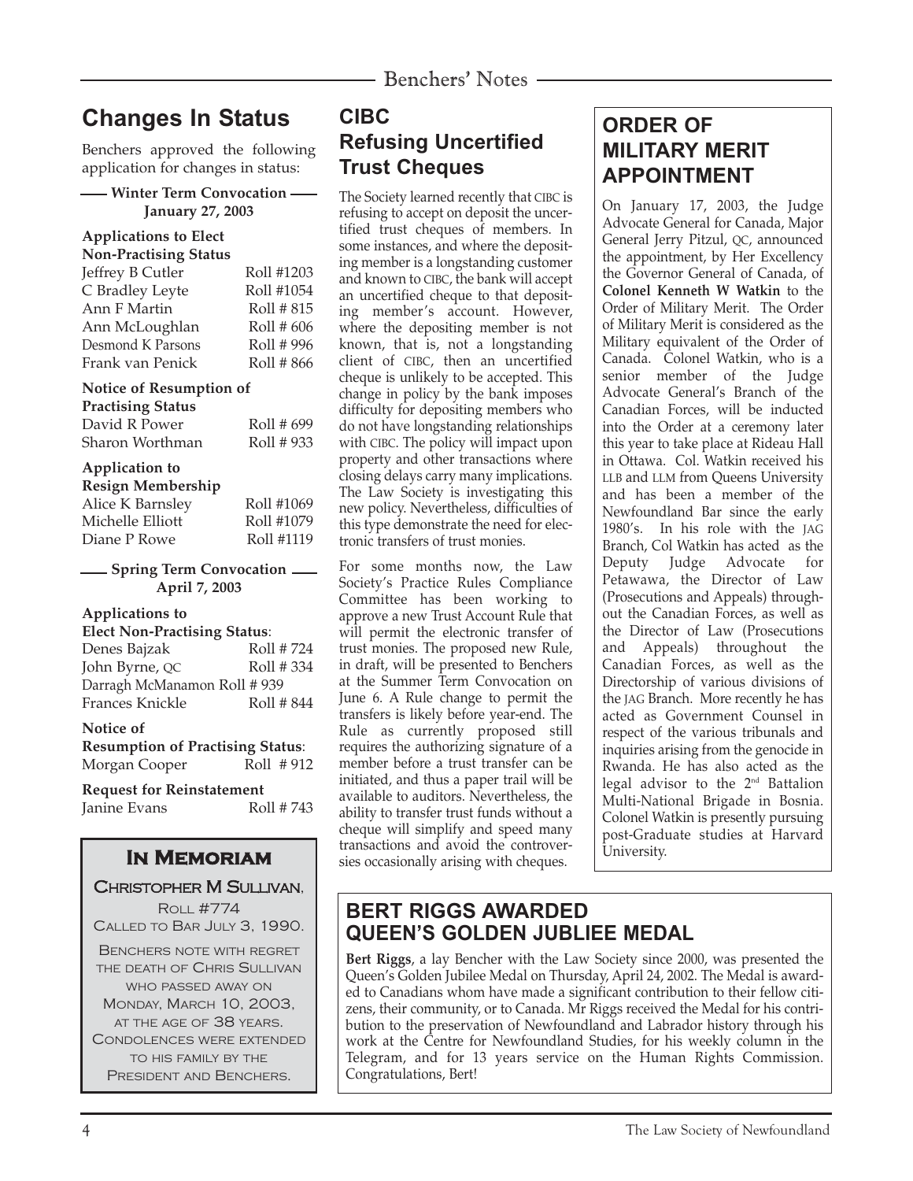## Changes In Status

Benchers approved the following application for changes in status:

**Winter Term Convocation January 27, 2003**

**Applications to Elect Non-Practising Status**

| Name | Roll |
| --- | --- |
| Jeffrey B Cutler | Roll #1203 |
| C Bradley Leyte | Roll #1054 |
| Ann F Martin | Roll # 815 |
| Ann McLoughlan | Roll # 606 |
| Desmond K Parsons | Roll # 996 |
| Frank van Penick | Roll # 866 |

**Notice of Resumption of Practising Status**

| Name | Roll |
| --- | --- |
| David R Power | Roll # 699 |
| Sharon Worthman | Roll # 933 |

**Application to Resign Membership**

| Name | Roll |
| --- | --- |
| Alice K Barnsley | Roll #1069 |
| Michelle Elliott | Roll #1079 |
| Diane P Rowe | Roll #1119 |

**Spring Term Convocation April 7, 2003**

**Applications to Elect Non-Practising Status**:

| Name | Roll |
| --- | --- |
| Denes Bajzak | Roll # 724 |
| John Byrne, QC | Roll # 334 |
| Darragh McManamon | Roll # 939 |
| Frances Knickle | Roll # 844 |

**Notice of Resumption of Practising Status**:

| Name | Roll |
| --- | --- |
| Morgan Cooper | Roll # 912 |

**Request for Reinstatement**

| Name | Roll |
| --- | --- |
| Janine Evans | Roll # 743 |

### In Memoriam

**Christopher M Sullivan**, Roll #774
Called to Bar July 3, 1990.

Benchers note with regret the death of Chris Sullivan who passed away on Monday, March 10, 2003, at the age of 38 years. Condolences were extended to his family by the President and Benchers.

## CIBC Refusing Uncertified Trust Cheques

The Society learned recently that CIBC is refusing to accept on deposit the uncertified trust cheques of members. In some instances, and where the depositing member is a longstanding customer and known to CIBC, the bank will accept an uncertified cheque to that depositing member's account. However, where the depositing member is not known, that is, not a longstanding client of CIBC, then an uncertified cheque is unlikely to be accepted. This change in policy by the bank imposes difficulty for depositing members who do not have longstanding relationships with CIBC. The policy will impact upon property and other transactions where closing delays carry many implications. The Law Society is investigating this new policy. Nevertheless, difficulties of this type demonstrate the need for electronic transfers of trust monies.

For some months now, the Law Society's Practice Rules Compliance Committee has been working to approve a new Trust Account Rule that will permit the electronic transfer of trust monies. The proposed new Rule, in draft, will be presented to Benchers at the Summer Term Convocation on June 6. A Rule change to permit the transfers is likely before year-end. The Rule as currently proposed still requires the authorizing signature of a member before a trust transfer can be initiated, and thus a paper trail will be available to auditors. Nevertheless, the ability to transfer trust funds without a cheque will simplify and speed many transactions and avoid the controversies occasionally arising with cheques.

## Order of Military Merit Appointment

On January 17, 2003, the Judge Advocate General for Canada, Major General Jerry Pitzul, QC, announced the appointment, by Her Excellency the Governor General of Canada, of **Colonel Kenneth W Watkin** to the Order of Military Merit. The Order of Military Merit is considered as the Military equivalent of the Order of Canada. Colonel Watkin, who is a senior member of the Judge Advocate General's Branch of the Canadian Forces, will be inducted into the Order at a ceremony later this year to take place at Rideau Hall in Ottawa. Col. Watkin received his LLB and LLM from Queens University and has been a member of the Newfoundland Bar since the early 1980's. In his role with the JAG Branch, Col Watkin has acted as the Deputy Judge Advocate for Petawawa, the Director of Law (Prosecutions and Appeals) throughout the Canadian Forces, as well as the Director of Law (Prosecutions and Appeals) throughout the Canadian Forces, as well as the Directorship of various divisions of the JAG Branch. More recently he has acted as Government Counsel in respect of the various tribunals and inquiries arising from the genocide in Rwanda. He has also acted as the legal advisor to the 2nd Battalion Multi-National Brigade in Bosnia. Colonel Watkin is presently pursuing post-Graduate studies at Harvard University.

## Bert Riggs Awarded Queen's Golden Jubliee Medal

**Bert Riggs**, a lay Bencher with the Law Society since 2000, was presented the Queen's Golden Jubilee Medal on Thursday, April 24, 2002. The Medal is awarded to Canadians whom have made a significant contribution to their fellow citizens, their community, or to Canada. Mr Riggs received the Medal for his contribution to the preservation of Newfoundland and Labrador history through his work at the Centre for Newfoundland Studies, for his weekly column in the Telegram, and for 13 years service on the Human Rights Commission. Congratulations, Bert!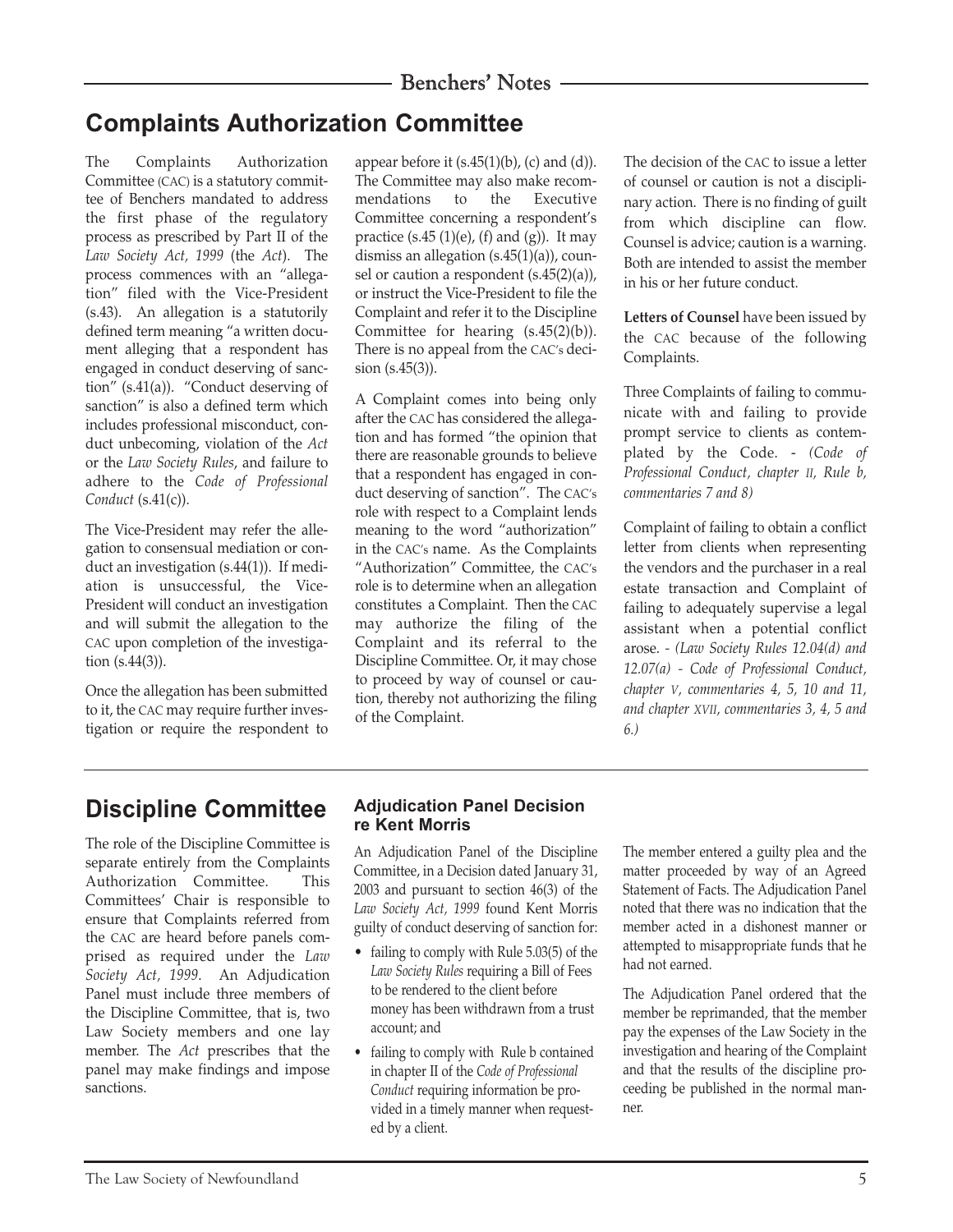## Benchers' Notes

# Complaints Authorization Committee

The Complaints Authorization Committee (CAC) is a statutory committee of Benchers mandated to address the first phase of the regulatory process as prescribed by Part II of the *Law Society Act, 1999* (the *Act*). The process commences with an "allegation" filed with the Vice-President (s.43). An allegation is a statutorily defined term meaning "a written document alleging that a respondent has engaged in conduct deserving of sanction" (s.41(a)). "Conduct deserving of sanction" is also a defined term which includes professional misconduct, conduct unbecoming, violation of the *Act* or the *Law Society Rules*, and failure to adhere to the *Code of Professional Conduct* (s.41(c)).

The Vice-President may refer the allegation to consensual mediation or conduct an investigation (s.44(1)). If mediation is unsuccessful, the Vice-President will conduct an investigation and will submit the allegation to the CAC upon completion of the investigation (s.44(3)).

Once the allegation has been submitted to it, the CAC may require further investigation or require the respondent to appear before it (s.45(1)(b), (c) and (d)). The Committee may also make recommendations to the Executive Committee concerning a respondent's practice (s.45 (1)(e), (f) and (g)). It may dismiss an allegation (s.45(1)(a)), counsel or caution a respondent (s.45(2)(a)), or instruct the Vice-President to file the Complaint and refer it to the Discipline Committee for hearing (s.45(2)(b)). There is no appeal from the CAC's decision (s.45(3)).

A Complaint comes into being only after the CAC has considered the allegation and has formed "the opinion that there are reasonable grounds to believe that a respondent has engaged in conduct deserving of sanction". The CAC's role with respect to a Complaint lends meaning to the word "authorization" in the CAC's name. As the Complaints "Authorization" Committee, the CAC's role is to determine when an allegation constitutes a Complaint. Then the CAC may authorize the filing of the Complaint and its referral to the Discipline Committee. Or, it may chose to proceed by way of counsel or caution, thereby not authorizing the filing of the Complaint.

The decision of the CAC to issue a letter of counsel or caution is not a disciplinary action. There is no finding of guilt from which discipline can flow. Counsel is advice; caution is a warning. Both are intended to assist the member in his or her future conduct.

**Letters of Counsel** have been issued by the CAC because of the following Complaints.

Three Complaints of failing to communicate with and failing to provide prompt service to clients as contemplated by the Code. - *(Code of Professional Conduct, chapter II, Rule b, commentaries 7 and 8)*

Complaint of failing to obtain a conflict letter from clients when representing the vendors and the purchaser in a real estate transaction and Complaint of failing to adequately supervise a legal assistant when a potential conflict arose. - *(Law Society Rules 12.04(d) and 12.07(a) - Code of Professional Conduct, chapter V, commentaries 4, 5, 10 and 11, and chapter XVII, commentaries 3, 4, 5 and 6.)*

# Discipline Committee

The role of the Discipline Committee is separate entirely from the Complaints Authorization Committee. This Committees' Chair is responsible to ensure that Complaints referred from the CAC are heard before panels comprised as required under the *Law Society Act, 1999*. An Adjudication Panel must include three members of the Discipline Committee, that is, two Law Society members and one lay member. The *Act* prescribes that the panel may make findings and impose sanctions.

### Adjudication Panel Decision re Kent Morris

An Adjudication Panel of the Discipline Committee, in a Decision dated January 31, 2003 and pursuant to section 46(3) of the *Law Society Act, 1999* found Kent Morris guilty of conduct deserving of sanction for:

- failing to comply with Rule 5.03(5) of the *Law Society Rules* requiring a Bill of Fees to be rendered to the client before money has been withdrawn from a trust account; and
- failing to comply with Rule b contained in chapter II of the *Code of Professional Conduct* requiring information be provided in a timely manner when requested by a client.

The member entered a guilty plea and the matter proceeded by way of an Agreed Statement of Facts. The Adjudication Panel noted that there was no indication that the member acted in a dishonest manner or attempted to misappropriate funds that he had not earned.

The Adjudication Panel ordered that the member be reprimanded, that the member pay the expenses of the Law Society in the investigation and hearing of the Complaint and that the results of the discipline proceeding be published in the normal manner.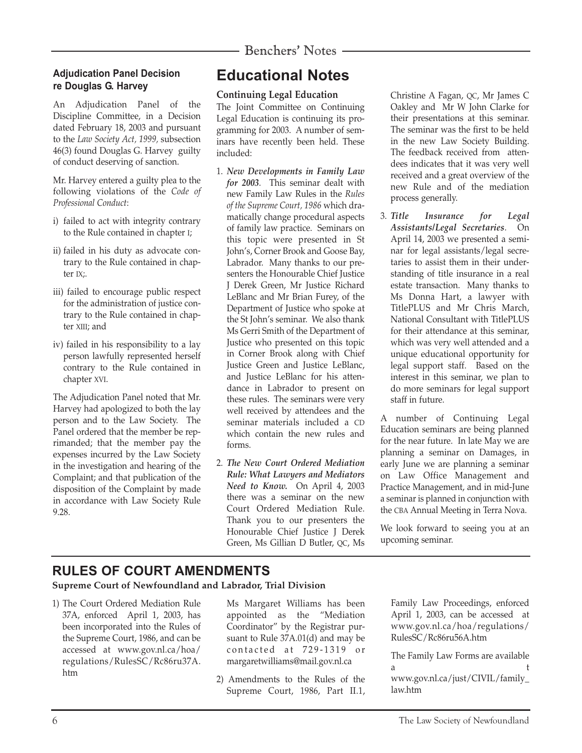## Adjudication Panel Decision re Douglas G. Harvey

An Adjudication Panel of the Discipline Committee, in a Decision dated February 18, 2003 and pursuant to the *Law Society Act, 1999,* subsection 46(3) found Douglas G. Harvey guilty of conduct deserving of sanction.

Mr. Harvey entered a guilty plea to the following violations of the *Code of Professional Conduct*:

i) failed to act with integrity contrary to the Rule contained in chapter I;

ii) failed in his duty as advocate contrary to the Rule contained in chapter IX;.

iii) failed to encourage public respect for the administration of justice contrary to the Rule contained in chapter XIII; and

iv) failed in his responsibility to a lay person lawfully represented herself contrary to the Rule contained in chapter XVI.

The Adjudication Panel noted that Mr. Harvey had apologized to both the lay person and to the Law Society. The Panel ordered that the member be reprimanded; that the member pay the expenses incurred by the Law Society in the investigation and hearing of the Complaint; and that publication of the disposition of the Complaint by made in accordance with Law Society Rule 9.28.

# Educational Notes

### Continuing Legal Education

The Joint Committee on Continuing Legal Education is continuing its programming for 2003. A number of seminars have recently been held. These included:

1. ***New Developments in Family Law for 2003***. This seminar dealt with new Family Law Rules in the *Rules of the Supreme Court, 1986* which dramatically change procedural aspects of family law practice. Seminars on this topic were presented in St John's, Corner Brook and Goose Bay, Labrador. Many thanks to our presenters the Honourable Chief Justice J Derek Green, Mr Justice Richard LeBlanc and Mr Brian Furey, of the Department of Justice who spoke at the St John's seminar. We also thank Ms Gerri Smith of the Department of Justice who presented on this topic in Corner Brook along with Chief Justice Green and Justice LeBlanc, and Justice LeBlanc for his attendance in Labrador to present on these rules. The seminars were very well received by attendees and the seminar materials included a CD which contain the new rules and forms.

2. ***The New Court Ordered Mediation Rule: What Lawyers and Mediators Need to Know.*** On April 4, 2003 there was a seminar on the new Court Ordered Mediation Rule. Thank you to our presenters the Honourable Chief Justice J Derek Green, Ms Gillian D Butler, QC, Ms Christine A Fagan, QC, Mr James C Oakley and Mr W John Clarke for their presentations at this seminar. The seminar was the first to be held in the new Law Society Building. The feedback received from attendees indicates that it was very well received and a great overview of the new Rule and of the mediation process generally.

3. ***Title Insurance for Legal Assistants/Legal Secretaries***. On April 14, 2003 we presented a seminar for legal assistants/legal secretaries to assist them in their understanding of title insurance in a real estate transaction. Many thanks to Ms Donna Hart, a lawyer with TitlePLUS and Mr Chris March, National Consultant with TitlePLUS for their attendance at this seminar, which was very well attended and a unique educational opportunity for legal support staff. Based on the interest in this seminar, we plan to do more seminars for legal support staff in future.

A number of Continuing Legal Education seminars are being planned for the near future. In late May we are planning a seminar on Damages, in early June we are planning a seminar on Law Office Management and Practice Management, and in mid-June a seminar is planned in conjunction with the CBA Annual Meeting in Terra Nova.

We look forward to seeing you at an upcoming seminar.

# RULES OF COURT AMENDMENTS

**Supreme Court of Newfoundland and Labrador, Trial Division**

1) The Court Ordered Mediation Rule 37A, enforced April 1, 2003, has been incorporated into the Rules of the Supreme Court, 1986, and can be accessed at www.gov.nl.ca/hoa/regulations/RulesSC/Rc86ru37A.htm

   Ms Margaret Williams has been appointed as the "Mediation Coordinator" by the Registrar pursuant to Rule 37A.01(d) and may be contacted at 729-1319 or margaretwilliams@mail.gov.nl.ca

2) Amendments to the Rules of the Supreme Court, 1986, Part II.1, Family Law Proceedings, enforced April 1, 2003, can be accessed at www.gov.nl.ca/hoa/regulations/RulesSC/Rc86ru56A.htm

   The Family Law Forms are available at www.gov.nl.ca/just/CIVIL/family_law.htm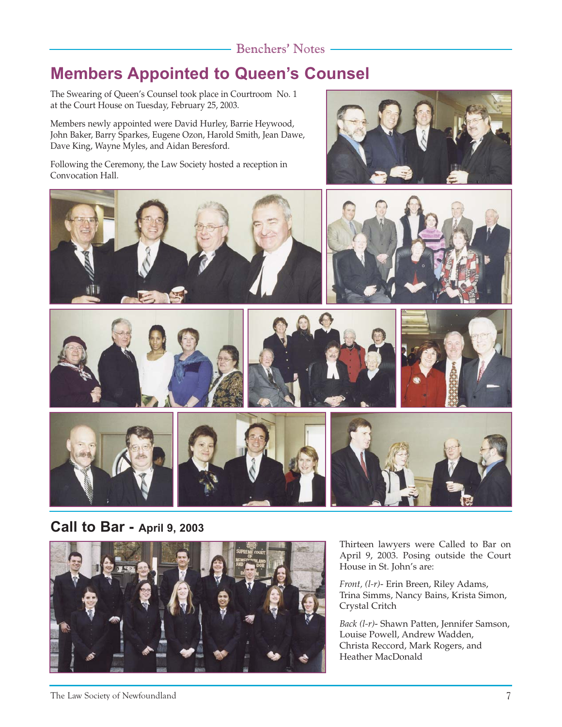# Members Appointed to Queen's Counsel

The Swearing of Queen's Counsel took place in Courtroom No. 1 at the Court House on Tuesday, February 25, 2003.

Members newly appointed were David Hurley, Barrie Heywood, John Baker, Barry Sparkes, Eugene Ozon, Harold Smith, Jean Dawe, Dave King, Wayne Myles, and Aidan Beresford.

Following the Ceremony, the Law Society hosted a reception in Convocation Hall.

## Call to Bar - April 9, 2003

Thirteen lawyers were Called to Bar on April 9, 2003. Posing outside the Court House in St. John's are:

*Front, (l-r)*- Erin Breen, Riley Adams, Trina Simms, Nancy Bains, Krista Simon, Crystal Critch

*Back (l-r)*- Shawn Patten, Jennifer Samson, Louise Powell, Andrew Wadden, Christa Reccord, Mark Rogers, and Heather MacDonald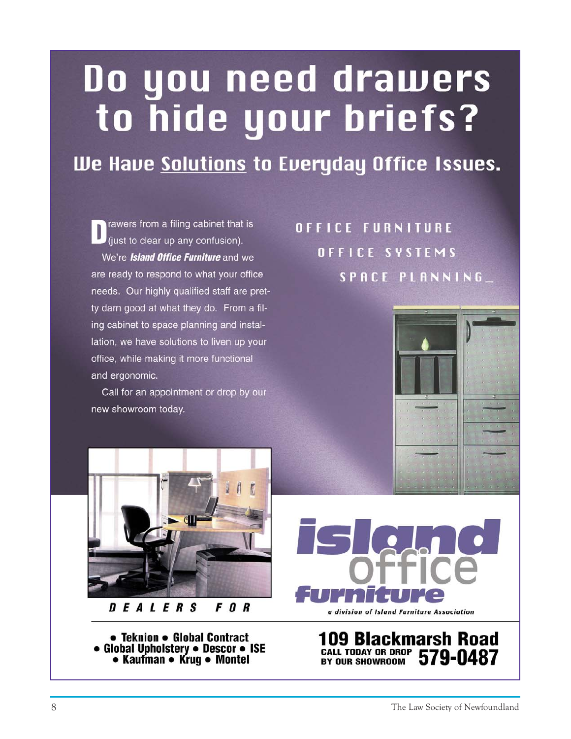# Do you need drawers to hide your briefs?

## We Have Solutions to Everyday Office Issues.

Drawers from a filing cabinet that is (just to clear up any confusion).

We're ***Island Office Furniture*** and we are ready to respond to what your office needs. Our highly qualified staff are pretty darn good at what they do. From a filing cabinet to space planning and installation, we have solutions to liven up your office, while making it more functional and ergonomic.

Call for an appointment or drop by our new showroom today.

OFFICE FURNITURE

OFFICE SYSTEMS

SPACE PLANNING_

***DEALERS FOR***

**• Teknion • Global Contract • Global Upholstery • Descor • ISE • Kaufman • Krug • Montel**

**island office furniture**

*a division of Island Furniture Association*

**109 Blackmarsh Road**

**CALL TODAY OR DROP BY OUR SHOWROOM 579-0487**